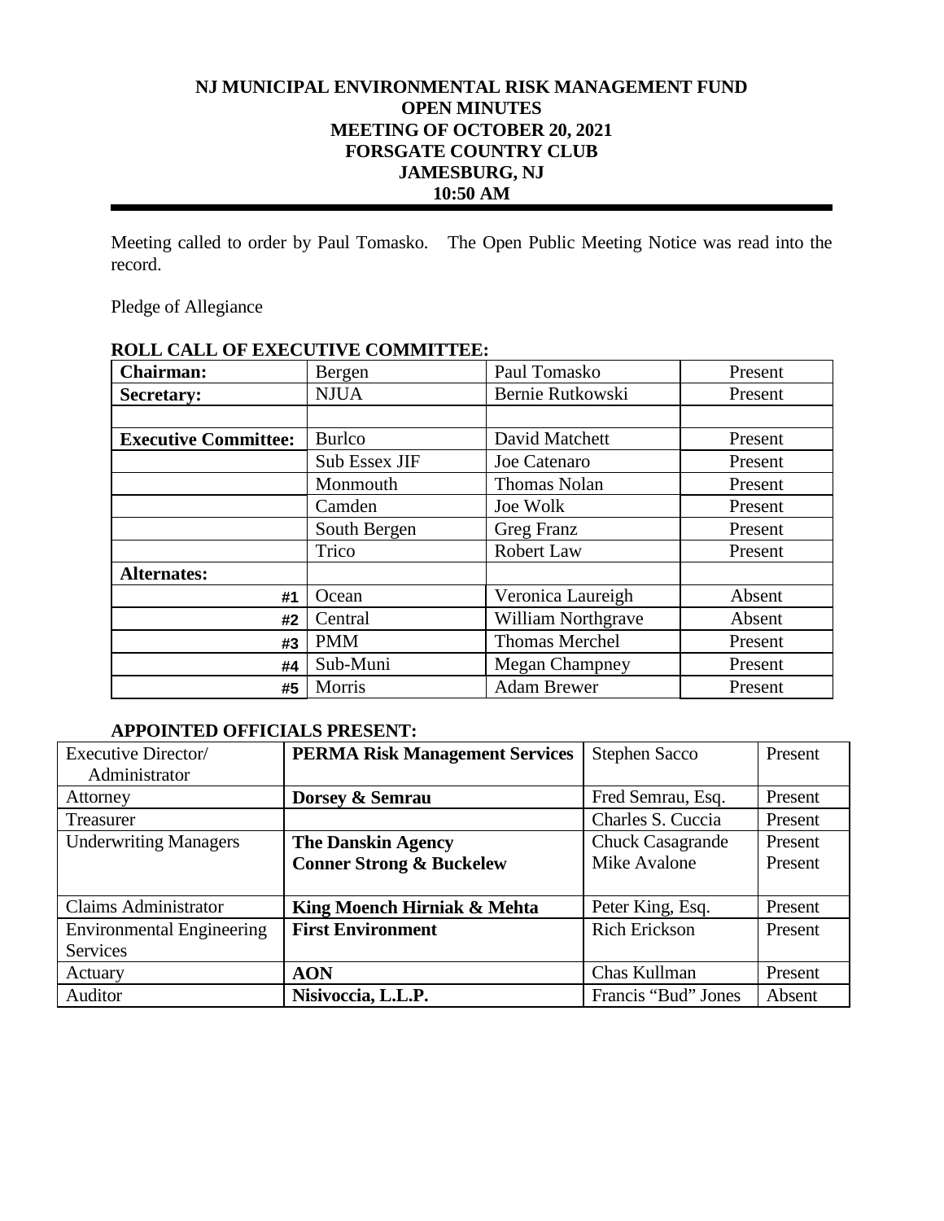# NJ MUNICIPAL ENVIRONMENTAL RISK MANAGEMENT FUND
## OPEN MINUTES
## MEETING OF OCTOBER 20, 2021
## FORSGATE COUNTRY CLUB
## JAMESBURG, NJ
## 10:50 AM

Meeting called to order by Paul Tomasko. The Open Public Meeting Notice was read into the record.

Pledge of Allegiance

**ROLL CALL OF EXECUTIVE COMMITTEE:**

| | | | |
|---|---|---|---|
| **Chairman:** | Bergen | Paul Tomasko | Present |
| **Secretary:** | NJUA | Bernie Rutkowski | Present |
| | | | |
| **Executive Committee:** | Burlco | David Matchett | Present |
| | Sub Essex JIF | Joe Catenaro | Present |
| | Monmouth | Thomas Nolan | Present |
| | Camden | Joe Wolk | Present |
| | South Bergen | Greg Franz | Present |
| | Trico | Robert Law | Present |
| **Alternates:** | | | |
| #1 | Ocean | Veronica Laureigh | Absent |
| #2 | Central | William Northgrave | Absent |
| #3 | PMM | Thomas Merchel | Present |
| #4 | Sub-Muni | Megan Champney | Present |
| #5 | Morris | Adam Brewer | Present |

**APPOINTED OFFICIALS PRESENT:**

| | | | |
|---|---|---|---|
| Executive Director/ Administrator | **PERMA Risk Management Services** | Stephen Sacco | Present |
| Attorney | **Dorsey & Semrau** | Fred Semrau, Esq. | Present |
| Treasurer | | Charles S. Cuccia | Present |
| Underwriting Managers | **The Danskin Agency**<br>**Conner Strong & Buckelew** | Chuck Casagrande<br>Mike Avalone | Present<br>Present |
| Claims Administrator | **King Moench Hirniak & Mehta** | Peter King, Esq. | Present |
| Environmental Engineering Services | **First Environment** | Rich Erickson | Present |
| Actuary | **AON** | Chas Kullman | Present |
| Auditor | **Nisivoccia, L.L.P.** | Francis "Bud" Jones | Absent |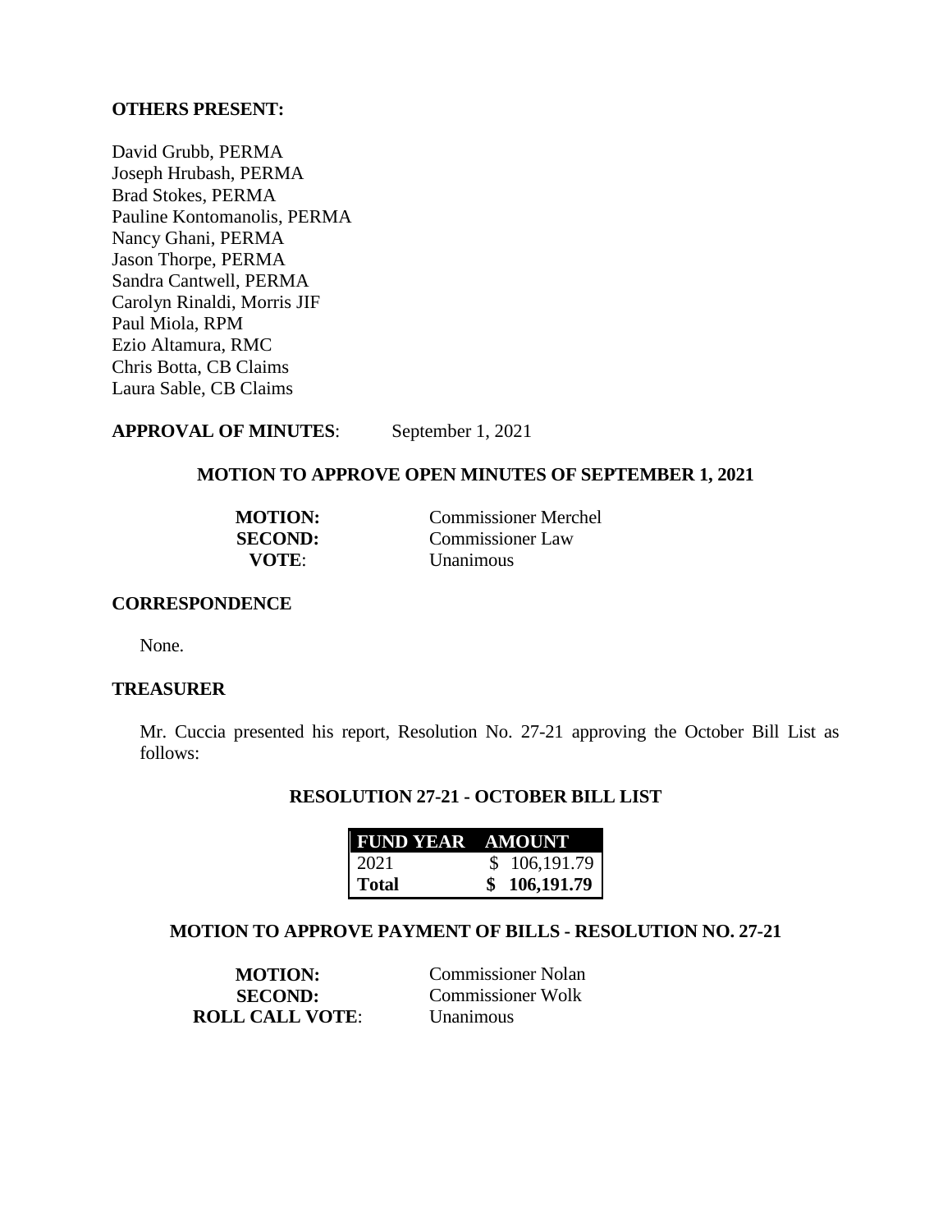**OTHERS PRESENT:**

David Grubb, PERMA
Joseph Hrubash, PERMA
Brad Stokes, PERMA
Pauline Kontomanolis, PERMA
Nancy Ghani, PERMA
Jason Thorpe, PERMA
Sandra Cantwell, PERMA
Carolyn Rinaldi, Morris JIF
Paul Miola, RPM
Ezio Altamura, RMC
Chris Botta, CB Claims
Laura Sable, CB Claims

**APPROVAL OF MINUTES**: September 1, 2021

**MOTION TO APPROVE OPEN MINUTES OF SEPTEMBER 1, 2021**

**MOTION:** Commissioner Merchel
**SECOND:** Commissioner Law
**VOTE**: Unanimous

**CORRESPONDENCE**

None.

**TREASURER**

Mr. Cuccia presented his report, Resolution No. 27-21 approving the October Bill List as follows:

**RESOLUTION 27-21 - OCTOBER BILL LIST**

| FUND YEAR | AMOUNT |
|---|---|
| 2021 | $ 106,191.79 |
| **Total** | **$ 106,191.79** |

**MOTION TO APPROVE PAYMENT OF BILLS - RESOLUTION NO. 27-21**

**MOTION:** Commissioner Nolan
**SECOND:** Commissioner Wolk
**ROLL CALL VOTE**: Unanimous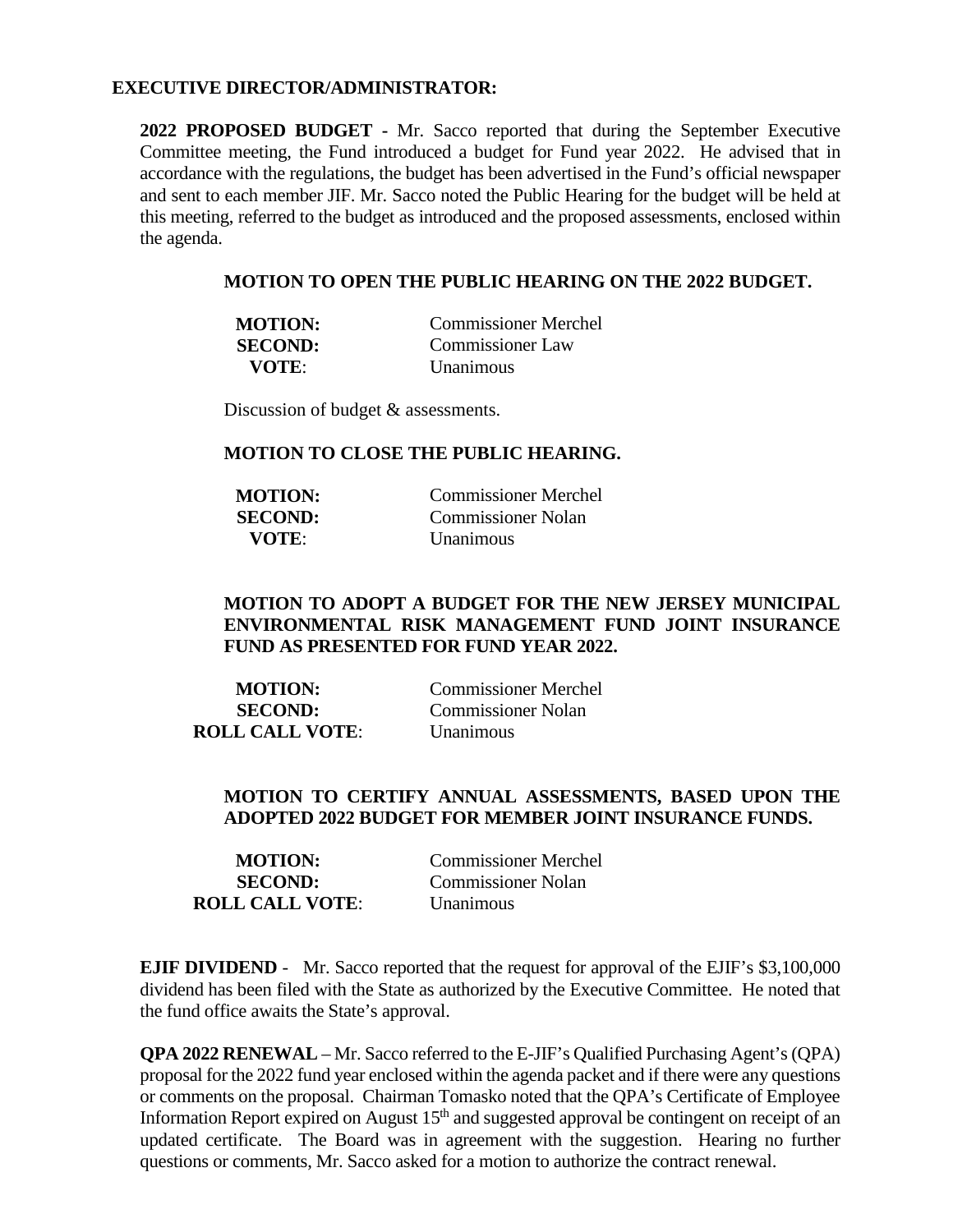**EXECUTIVE DIRECTOR/ADMINISTRATOR:**

**2022 PROPOSED BUDGET -** Mr. Sacco reported that during the September Executive Committee meeting, the Fund introduced a budget for Fund year 2022. He advised that in accordance with the regulations, the budget has been advertised in the Fund's official newspaper and sent to each member JIF. Mr. Sacco noted the Public Hearing for the budget will be held at this meeting, referred to the budget as introduced and the proposed assessments, enclosed within the agenda.

**MOTION TO OPEN THE PUBLIC HEARING ON THE 2022 BUDGET.**

**MOTION:** Commissioner Merchel
**SECOND:** Commissioner Law
**VOTE**: Unanimous

Discussion of budget & assessments.

**MOTION TO CLOSE THE PUBLIC HEARING.**

**MOTION:** Commissioner Merchel
**SECOND:** Commissioner Nolan
**VOTE**: Unanimous

**MOTION TO ADOPT A BUDGET FOR THE NEW JERSEY MUNICIPAL ENVIRONMENTAL RISK MANAGEMENT FUND JOINT INSURANCE FUND AS PRESENTED FOR FUND YEAR 2022.**

**MOTION:** Commissioner Merchel
**SECOND:** Commissioner Nolan
**ROLL CALL VOTE**: Unanimous

**MOTION TO CERTIFY ANNUAL ASSESSMENTS, BASED UPON THE ADOPTED 2022 BUDGET FOR MEMBER JOINT INSURANCE FUNDS.**

**MOTION:** Commissioner Merchel
**SECOND:** Commissioner Nolan
**ROLL CALL VOTE**: Unanimous

**EJIF DIVIDEND** - Mr. Sacco reported that the request for approval of the EJIF's $3,100,000 dividend has been filed with the State as authorized by the Executive Committee. He noted that the fund office awaits the State's approval.

**QPA 2022 RENEWAL** – Mr. Sacco referred to the E-JIF's Qualified Purchasing Agent's (QPA) proposal for the 2022 fund year enclosed within the agenda packet and if there were any questions or comments on the proposal. Chairman Tomasko noted that the QPA's Certificate of Employee Information Report expired on August 15th and suggested approval be contingent on receipt of an updated certificate. The Board was in agreement with the suggestion. Hearing no further questions or comments, Mr. Sacco asked for a motion to authorize the contract renewal.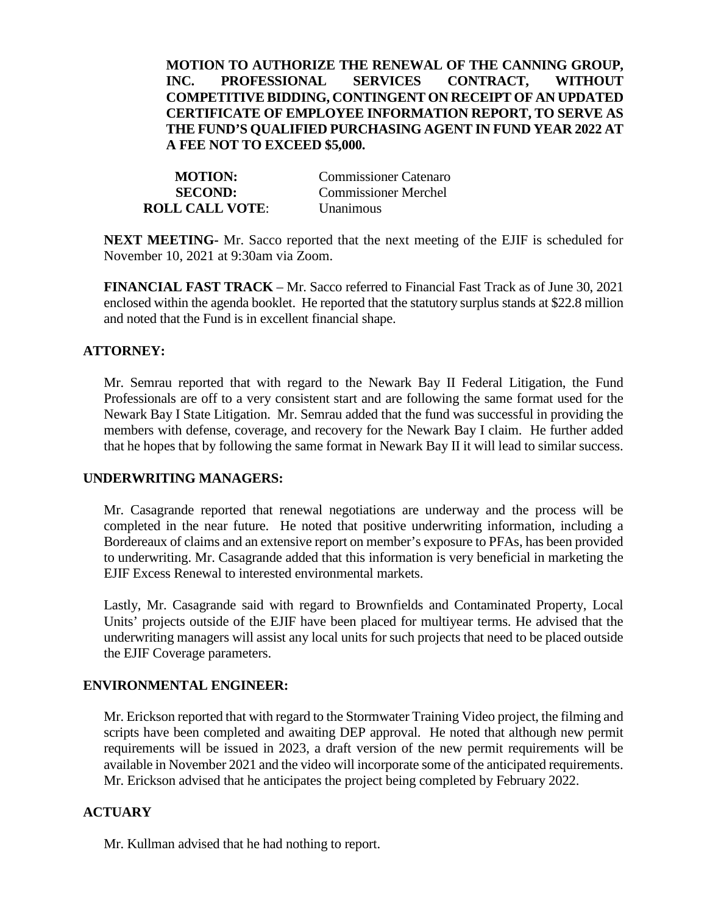**MOTION TO AUTHORIZE THE RENEWAL OF THE CANNING GROUP, INC. PROFESSIONAL SERVICES CONTRACT, WITHOUT COMPETITIVE BIDDING, CONTINGENT ON RECEIPT OF AN UPDATED CERTIFICATE OF EMPLOYEE INFORMATION REPORT, TO SERVE AS THE FUND'S QUALIFIED PURCHASING AGENT IN FUND YEAR 2022 AT A FEE NOT TO EXCEED $5,000.**

| | |
|---|---|
| **MOTION:** | Commissioner Catenaro |
| **SECOND:** | Commissioner Merchel |
| **ROLL CALL VOTE**: | Unanimous |

**NEXT MEETING-** Mr. Sacco reported that the next meeting of the EJIF is scheduled for November 10, 2021 at 9:30am via Zoom.

**FINANCIAL FAST TRACK** – Mr. Sacco referred to Financial Fast Track as of June 30, 2021 enclosed within the agenda booklet. He reported that the statutory surplus stands at $22.8 million and noted that the Fund is in excellent financial shape.

## ATTORNEY:

Mr. Semrau reported that with regard to the Newark Bay II Federal Litigation, the Fund Professionals are off to a very consistent start and are following the same format used for the Newark Bay I State Litigation. Mr. Semrau added that the fund was successful in providing the members with defense, coverage, and recovery for the Newark Bay I claim. He further added that he hopes that by following the same format in Newark Bay II it will lead to similar success.

## UNDERWRITING MANAGERS:

Mr. Casagrande reported that renewal negotiations are underway and the process will be completed in the near future. He noted that positive underwriting information, including a Bordereaux of claims and an extensive report on member's exposure to PFAs, has been provided to underwriting. Mr. Casagrande added that this information is very beneficial in marketing the EJIF Excess Renewal to interested environmental markets.

Lastly, Mr. Casagrande said with regard to Brownfields and Contaminated Property, Local Units' projects outside of the EJIF have been placed for multiyear terms. He advised that the underwriting managers will assist any local units for such projects that need to be placed outside the EJIF Coverage parameters.

## ENVIRONMENTAL ENGINEER:

Mr. Erickson reported that with regard to the Stormwater Training Video project, the filming and scripts have been completed and awaiting DEP approval. He noted that although new permit requirements will be issued in 2023, a draft version of the new permit requirements will be available in November 2021 and the video will incorporate some of the anticipated requirements. Mr. Erickson advised that he anticipates the project being completed by February 2022.

## ACTUARY

Mr. Kullman advised that he had nothing to report.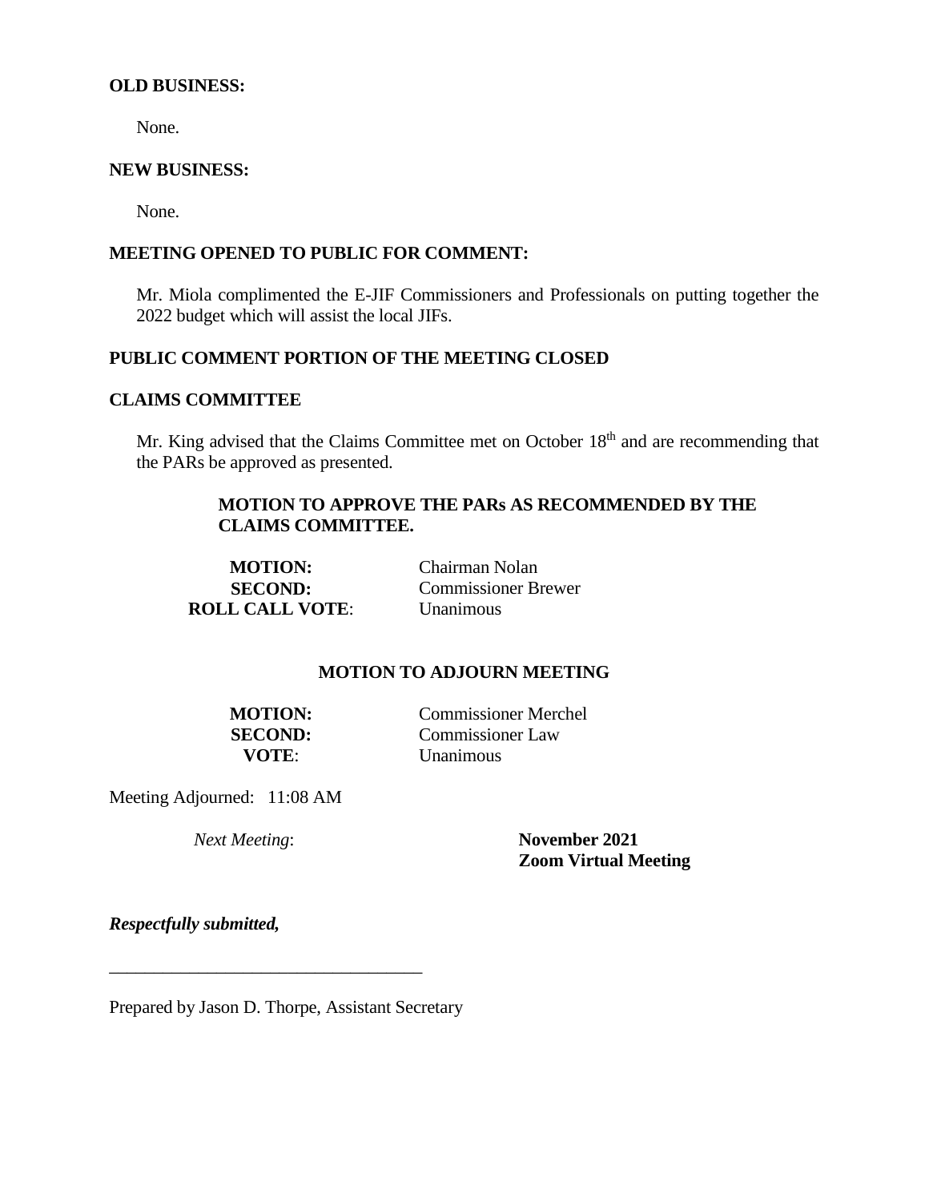**OLD BUSINESS:**

None.

**NEW BUSINESS:**

None.

**MEETING OPENED TO PUBLIC FOR COMMENT:**

Mr. Miola complimented the E-JIF Commissioners and Professionals on putting together the 2022 budget which will assist the local JIFs.

**PUBLIC COMMENT PORTION OF THE MEETING CLOSED**

**CLAIMS COMMITTEE**

Mr. King advised that the Claims Committee met on October 18th and are recommending that the PARs be approved as presented.

**MOTION TO APPROVE THE PARs AS RECOMMENDED BY THE CLAIMS COMMITTEE.**

**MOTION:** Chairman Nolan
**SECOND:** Commissioner Brewer
**ROLL CALL VOTE**: Unanimous

**MOTION TO ADJOURN MEETING**

**MOTION:** Commissioner Merchel
**SECOND:** Commissioner Law
**VOTE**: Unanimous

Meeting Adjourned: 11:08 AM

*Next Meeting*: **November 2021**
**Zoom Virtual Meeting**

***Respectfully submitted,***

\_\_\_\_\_\_\_\_\_\_\_\_\_\_\_\_\_\_\_\_\_\_\_\_\_\_\_\_\_\_\_\_\_\_\_

Prepared by Jason D. Thorpe, Assistant Secretary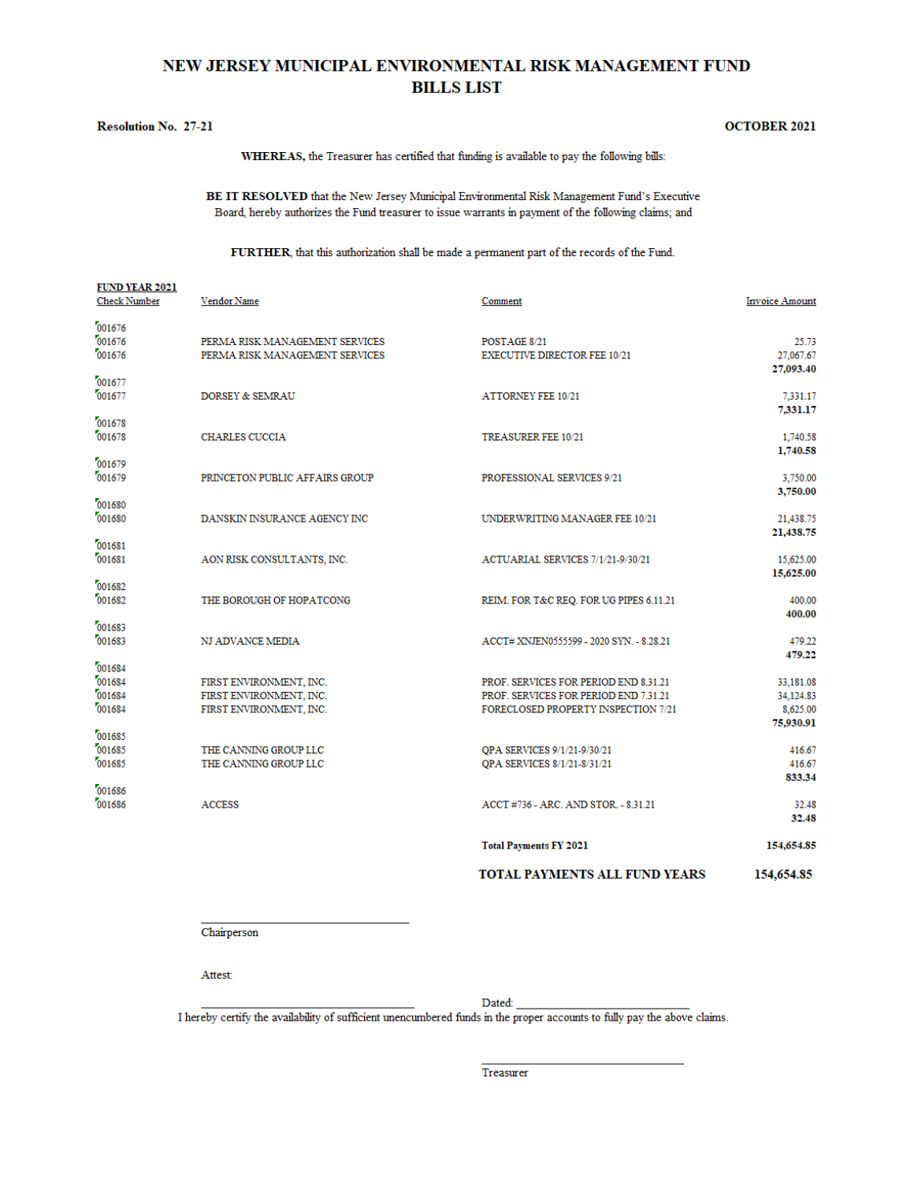# NEW JERSEY MUNICIPAL ENVIRONMENTAL RISK MANAGEMENT FUND
# BILLS LIST

**Resolution No. 27-21** **OCTOBER 2021**

**WHEREAS,** the Treasurer has certified that funding is available to pay the following bills:

**BE IT RESOLVED** that the New Jersey Municipal Environmental Risk Management Fund's Executive Board, hereby authorizes the Fund treasurer to issue warrants in payment of the following claims; and

**FURTHER**, that this authorization shall be made a permanent part of the records of the Fund.

**FUND YEAR 2021**

| Check Number | Vendor Name | Comment | Invoice Amount |
|---|---|---|---|
| 001676 | | | |
| 001676 | PERMA RISK MANAGEMENT SERVICES | POSTAGE 8/21 | 25.73 |
| 001676 | PERMA RISK MANAGEMENT SERVICES | EXECUTIVE DIRECTOR FEE 10/21 | 27,067.67 |
| | | | **27,093.40** |
| 001677 | | | |
| 001677 | DORSEY & SEMRAU | ATTORNEY FEE 10/21 | 7,331.17 |
| | | | **7,331.17** |
| 001678 | | | |
| 001678 | CHARLES CUCCIA | TREASURER FEE 10/21 | 1,740.58 |
| | | | **1,740.58** |
| 001679 | | | |
| 001679 | PRINCETON PUBLIC AFFAIRS GROUP | PROFESSIONAL SERVICES 9/21 | 3,750.00 |
| | | | **3,750.00** |
| 001680 | | | |
| 001680 | DANSKIN INSURANCE AGENCY INC | UNDERWRITING MANAGER FEE 10/21 | 21,438.75 |
| | | | **21,438.75** |
| 001681 | | | |
| 001681 | AON RISK CONSULTANTS, INC. | ACTUARIAL SERVICES 7/1/21-9/30/21 | 15,625.00 |
| | | | **15,625.00** |
| 001682 | | | |
| 001682 | THE BOROUGH OF HOPATCONG | REIM. FOR T&C REQ. FOR UG PIPES 6.11.21 | 400.00 |
| | | | **400.00** |
| 001683 | | | |
| 001683 | NJ ADVANCE MEDIA | ACCT# XNJEN0555599 - 2020 SYN. - 8.28.21 | 479.22 |
| | | | **479.22** |
| 001684 | | | |
| 001684 | FIRST ENVIRONMENT, INC. | PROF. SERVICES FOR PERIOD END 8.31.21 | 33,181.08 |
| 001684 | FIRST ENVIRONMENT, INC. | PROF. SERVICES FOR PERIOD END 7.31.21 | 34,124.83 |
| 001684 | FIRST ENVIRONMENT, INC. | FORECLOSED PROPERTY INSPECTION 7/21 | 8,625.00 |
| | | | **75,930.91** |
| 001685 | | | |
| 001685 | THE CANNING GROUP LLC | QPA SERVICES 9/1/21-9/30/21 | 416.67 |
| 001685 | THE CANNING GROUP LLC | QPA SERVICES 8/1/21-8/31/21 | 416.67 |
| | | | **833.34** |
| 001686 | | | |
| 001686 | ACCESS | ACCT #736 - ARC. AND STOR. - 8.31.21 | 32.48 |
| | | | **32.48** |
| | | **Total Payments FY 2021** | **154,654.85** |
| | | **TOTAL PAYMENTS ALL FUND YEARS** | **154,654.85** |

\_\_\_\_\_\_\_\_\_\_\_\_\_\_\_\_\_\_\_\_\_\_\_\_\_\_\_\_\_\_
Chairperson

Attest:

\_\_\_\_\_\_\_\_\_\_\_\_\_\_\_\_\_\_\_\_\_\_\_\_\_\_\_\_\_\_ Dated: \_\_\_\_\_\_\_\_\_\_\_\_\_\_\_\_\_\_\_\_\_\_\_\_

I hereby certify the availability of sufficient unencumbered funds in the proper accounts to fully pay the above claims.

\_\_\_\_\_\_\_\_\_\_\_\_\_\_\_\_\_\_\_\_\_\_\_\_\_\_\_\_\_\_
Treasurer